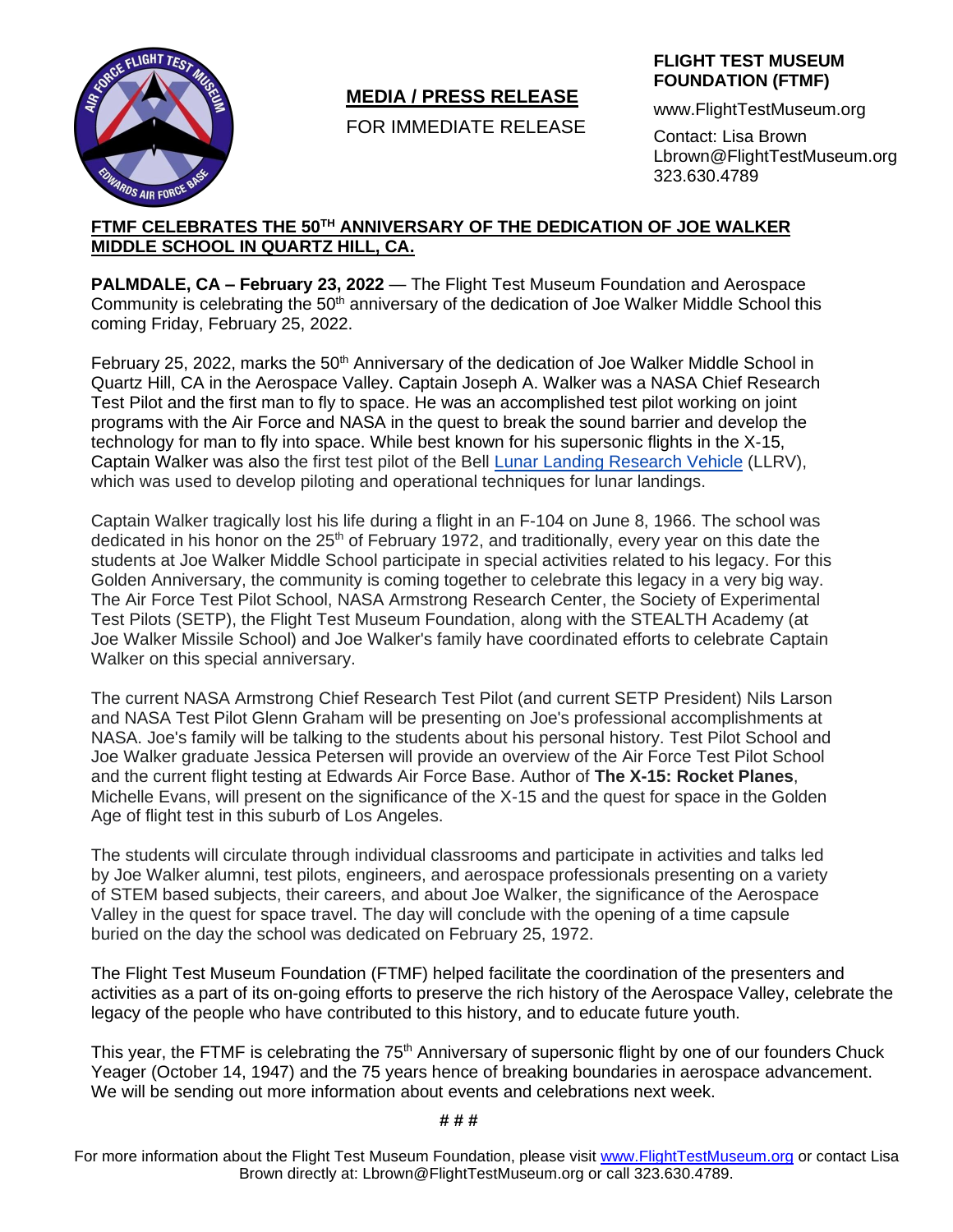**MEDIA / PRESS RELEASE**

FOR IMMEDIATE RELEASE

**FLIGHT TEST MUSEUM FOUNDATION (FTMF)**

www.FlightTestMuseum.org

Contact: Lisa Brown
Lbrown@FlightTestMuseum.org
323.630.4789

## FTMF CELEBRATES THE 50TH ANNIVERSARY OF THE DEDICATION OF JOE WALKER MIDDLE SCHOOL IN QUARTZ HILL, CA.

**PALMDALE, CA – February 23, 2022** — The Flight Test Museum Foundation and Aerospace Community is celebrating the 50th anniversary of the dedication of Joe Walker Middle School this coming Friday, February 25, 2022.

February 25, 2022, marks the 50th Anniversary of the dedication of Joe Walker Middle School in Quartz Hill, CA in the Aerospace Valley. Captain Joseph A. Walker was a NASA Chief Research Test Pilot and the first man to fly to space. He was an accomplished test pilot working on joint programs with the Air Force and NASA in the quest to break the sound barrier and develop the technology for man to fly into space. While best known for his supersonic flights in the X-15, Captain Walker was also the first test pilot of the Bell Lunar Landing Research Vehicle (LLRV), which was used to develop piloting and operational techniques for lunar landings.

Captain Walker tragically lost his life during a flight in an F-104 on June 8, 1966. The school was dedicated in his honor on the 25th of February 1972, and traditionally, every year on this date the students at Joe Walker Middle School participate in special activities related to his legacy. For this Golden Anniversary, the community is coming together to celebrate this legacy in a very big way. The Air Force Test Pilot School, NASA Armstrong Research Center, the Society of Experimental Test Pilots (SETP), the Flight Test Museum Foundation, along with the STEALTH Academy (at Joe Walker Missile School) and Joe Walker's family have coordinated efforts to celebrate Captain Walker on this special anniversary.

The current NASA Armstrong Chief Research Test Pilot (and current SETP President) Nils Larson and NASA Test Pilot Glenn Graham will be presenting on Joe's professional accomplishments at NASA. Joe's family will be talking to the students about his personal history. Test Pilot School and Joe Walker graduate Jessica Petersen will provide an overview of the Air Force Test Pilot School and the current flight testing at Edwards Air Force Base. Author of **The X-15: Rocket Planes**, Michelle Evans, will present on the significance of the X-15 and the quest for space in the Golden Age of flight test in this suburb of Los Angeles.

The students will circulate through individual classrooms and participate in activities and talks led by Joe Walker alumni, test pilots, engineers, and aerospace professionals presenting on a variety of STEM based subjects, their careers, and about Joe Walker, the significance of the Aerospace Valley in the quest for space travel. The day will conclude with the opening of a time capsule buried on the day the school was dedicated on February 25, 1972.

The Flight Test Museum Foundation (FTMF) helped facilitate the coordination of the presenters and activities as a part of its on-going efforts to preserve the rich history of the Aerospace Valley, celebrate the legacy of the people who have contributed to this history, and to educate future youth.

This year, the FTMF is celebrating the 75th Anniversary of supersonic flight by one of our founders Chuck Yeager (October 14, 1947) and the 75 years hence of breaking boundaries in aerospace advancement. We will be sending out more information about events and celebrations next week.

# # #

For more information about the Flight Test Museum Foundation, please visit www.FlightTestMuseum.org or contact Lisa Brown directly at: Lbrown@FlightTestMuseum.org or call 323.630.4789.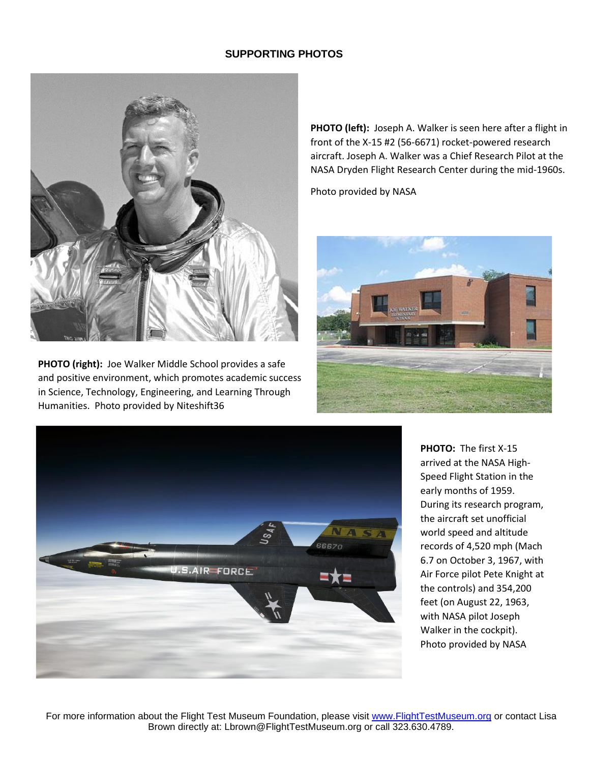## SUPPORTING PHOTOS

**PHOTO (left):** Joseph A. Walker is seen here after a flight in front of the X-15 #2 (56-6671) rocket-powered research aircraft. Joseph A. Walker was a Chief Research Pilot at the NASA Dryden Flight Research Center during the mid-1960s.

Photo provided by NASA

**PHOTO (right):** Joe Walker Middle School provides a safe and positive environment, which promotes academic success in Science, Technology, Engineering, and Learning Through Humanities. Photo provided by Niteshift36

**PHOTO:** The first X-15 arrived at the NASA High-Speed Flight Station in the early months of 1959. During its research program, the aircraft set unofficial world speed and altitude records of 4,520 mph (Mach 6.7 on October 3, 1967, with Air Force pilot Pete Knight at the controls) and 354,200 feet (on August 22, 1963, with NASA pilot Joseph Walker in the cockpit). Photo provided by NASA

For more information about the Flight Test Museum Foundation, please visit [www.FlightTestMuseum.org](http://www.FlightTestMuseum.org) or contact Lisa Brown directly at: Lbrown@FlightTestMuseum.org or call 323.630.4789.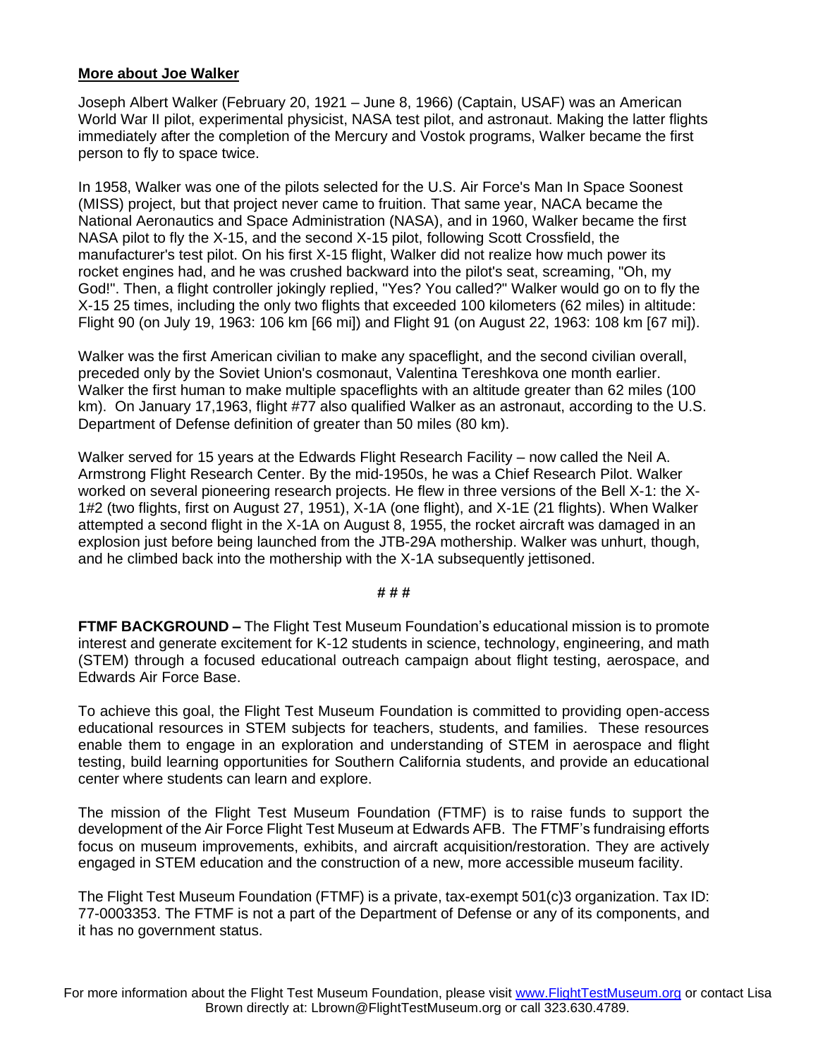**More about Joe Walker**

Joseph Albert Walker (February 20, 1921 – June 8, 1966) (Captain, USAF) was an American World War II pilot, experimental physicist, NASA test pilot, and astronaut. Making the latter flights immediately after the completion of the Mercury and Vostok programs, Walker became the first person to fly to space twice.

In 1958, Walker was one of the pilots selected for the U.S. Air Force's Man In Space Soonest (MISS) project, but that project never came to fruition. That same year, NACA became the National Aeronautics and Space Administration (NASA), and in 1960, Walker became the first NASA pilot to fly the X-15, and the second X-15 pilot, following Scott Crossfield, the manufacturer's test pilot. On his first X-15 flight, Walker did not realize how much power its rocket engines had, and he was crushed backward into the pilot's seat, screaming, "Oh, my God!". Then, a flight controller jokingly replied, "Yes? You called?" Walker would go on to fly the X-15 25 times, including the only two flights that exceeded 100 kilometers (62 miles) in altitude: Flight 90 (on July 19, 1963: 106 km [66 mi]) and Flight 91 (on August 22, 1963: 108 km [67 mi]).

Walker was the first American civilian to make any spaceflight, and the second civilian overall, preceded only by the Soviet Union's cosmonaut, Valentina Tereshkova one month earlier. Walker the first human to make multiple spaceflights with an altitude greater than 62 miles (100 km). On January 17,1963, flight #77 also qualified Walker as an astronaut, according to the U.S. Department of Defense definition of greater than 50 miles (80 km).

Walker served for 15 years at the Edwards Flight Research Facility – now called the Neil A. Armstrong Flight Research Center. By the mid-1950s, he was a Chief Research Pilot. Walker worked on several pioneering research projects. He flew in three versions of the Bell X-1: the X-1#2 (two flights, first on August 27, 1951), X-1A (one flight), and X-1E (21 flights). When Walker attempted a second flight in the X-1A on August 8, 1955, the rocket aircraft was damaged in an explosion just before being launched from the JTB-29A mothership. Walker was unhurt, though, and he climbed back into the mothership with the X-1A subsequently jettisoned.

# # #

**FTMF BACKGROUND –** The Flight Test Museum Foundation's educational mission is to promote interest and generate excitement for K-12 students in science, technology, engineering, and math (STEM) through a focused educational outreach campaign about flight testing, aerospace, and Edwards Air Force Base.

To achieve this goal, the Flight Test Museum Foundation is committed to providing open-access educational resources in STEM subjects for teachers, students, and families. These resources enable them to engage in an exploration and understanding of STEM in aerospace and flight testing, build learning opportunities for Southern California students, and provide an educational center where students can learn and explore.

The mission of the Flight Test Museum Foundation (FTMF) is to raise funds to support the development of the Air Force Flight Test Museum at Edwards AFB. The FTMF's fundraising efforts focus on museum improvements, exhibits, and aircraft acquisition/restoration. They are actively engaged in STEM education and the construction of a new, more accessible museum facility.

The Flight Test Museum Foundation (FTMF) is a private, tax-exempt 501(c)3 organization. Tax ID: 77-0003353. The FTMF is not a part of the Department of Defense or any of its components, and it has no government status.

For more information about the Flight Test Museum Foundation, please visit www.FlightTestMuseum.org or contact Lisa Brown directly at: Lbrown@FlightTestMuseum.org or call 323.630.4789.